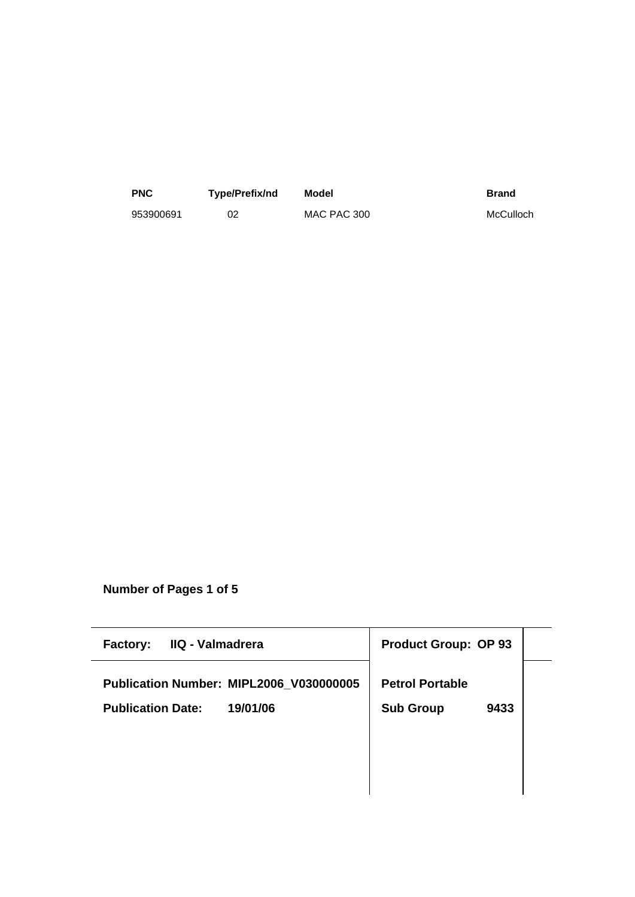| PNC | Type/Prefix/nd | Model | Brand |
|---|---|---|---|
| 953900691 | 02 | MAC PAC 300 | McCulloch |

**Number of Pages 1 of 5**

| **Factory:** **IIQ - Valmadrera** | **Product Group: OP 93** |
|---|---|
| **Publication Number: MIPL2006_V030000005** | **Petrol Portable** |
| **Publication Date:** **19/01/06** | **Sub Group** **9433** |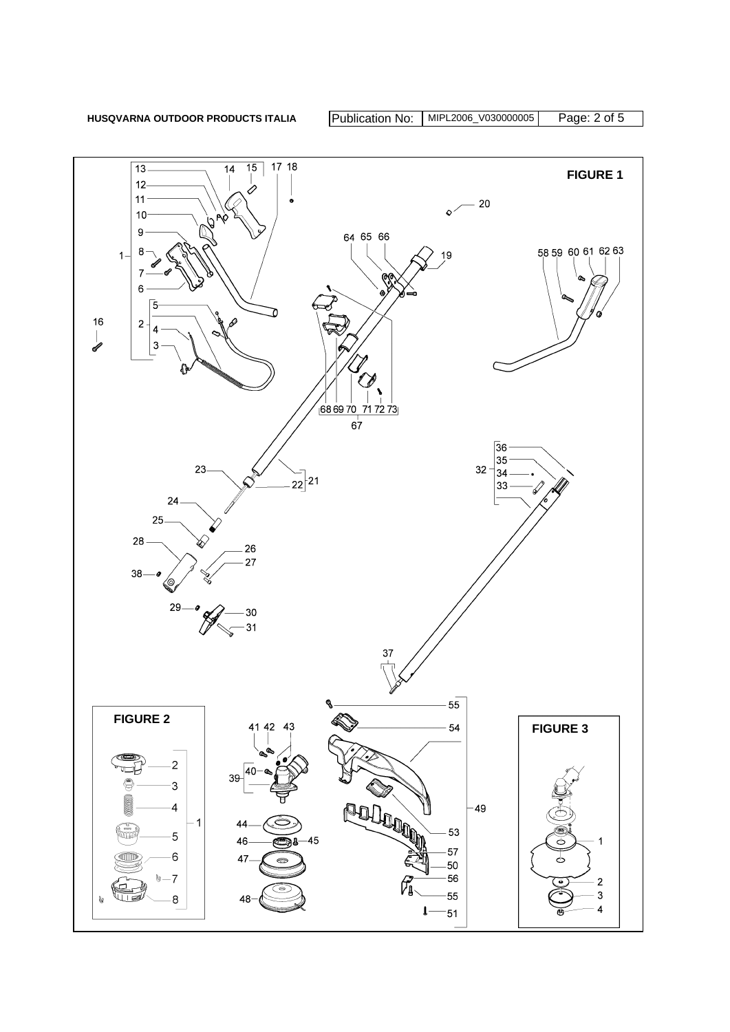HUSQVARNA OUTDOOR PRODUCTS ITALIA

| Publication No: | MIPL2006_V030000005 | Page: 2 of 5 |
|---|---|---|

**FIGURE 1**

**FIGURE 2**

**FIGURE 3**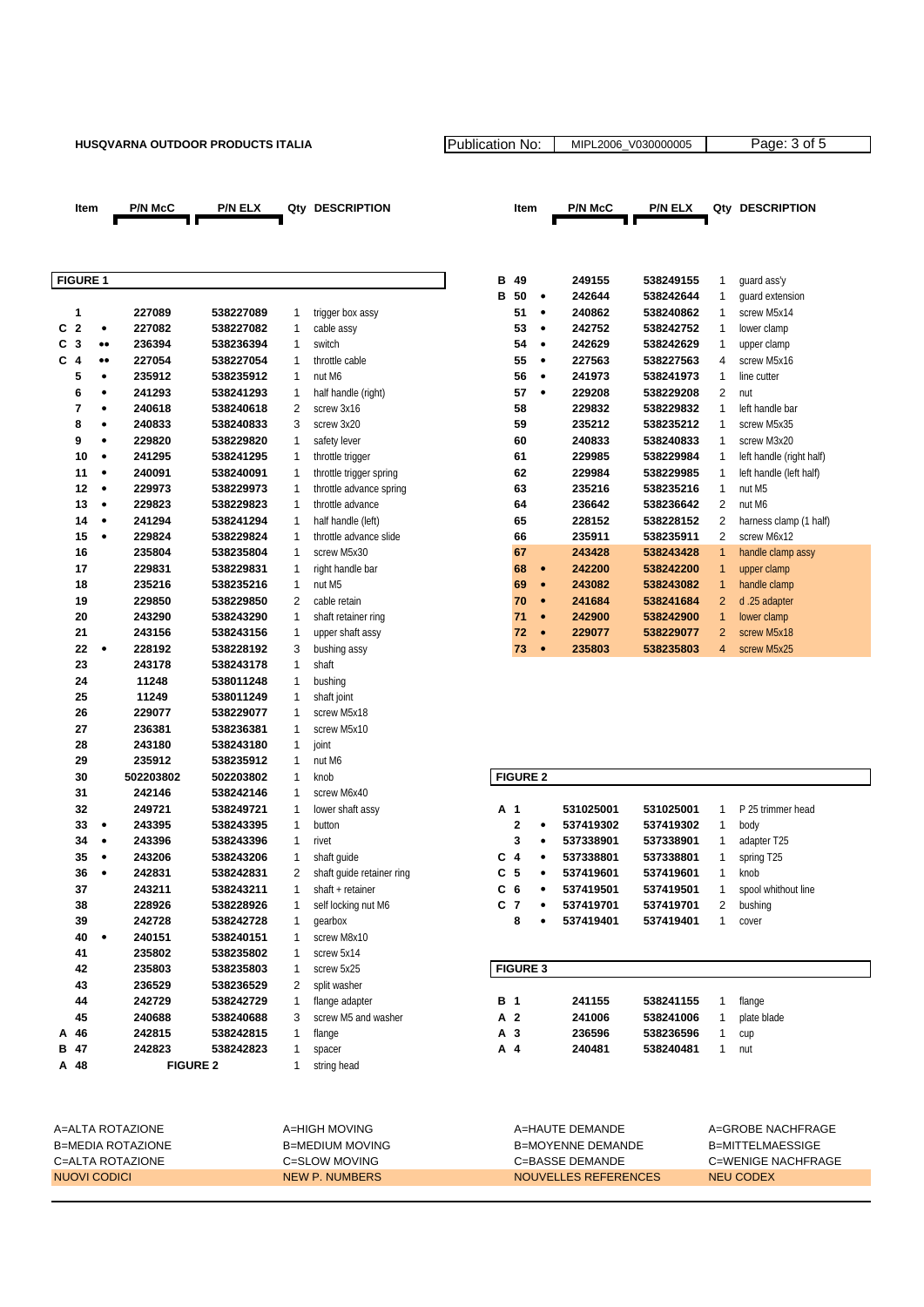HUSQVARNA OUTDOOR PRODUCTS ITALIA

Publication No: MIPL2006_V030000005

## FIGURE 1

| | Item | | P/N McC | P/N ELX | Qty | DESCRIPTION |
|---|---|---|---|---|---|---|
| | 1 | | 227089 | 538227089 | 1 | trigger box assy |
| C | 2 | • | 227082 | 538227082 | 1 | cable assy |
| C | 3 | •• | 236394 | 538236394 | 1 | switch |
| C | 4 | •• | 227054 | 538227054 | 1 | throttle cable |
| | 5 | • | 235912 | 538235912 | 1 | nut M6 |
| | 6 | • | 241293 | 538241293 | 1 | half handle (right) |
| | 7 | • | 240618 | 538240618 | 2 | screw 3x16 |
| | 8 | • | 240833 | 538240833 | 3 | screw 3x20 |
| | 9 | • | 229820 | 538229820 | 1 | safety lever |
| | 10 | • | 241295 | 538241295 | 1 | throttle trigger |
| | 11 | • | 240091 | 538240091 | 1 | throttle trigger spring |
| | 12 | • | 229973 | 538229973 | 1 | throttle advance spring |
| | 13 | • | 229823 | 538229823 | 1 | throttle advance |
| | 14 | • | 241294 | 538241294 | 1 | half handle (left) |
| | 15 | • | 229824 | 538229824 | 1 | throttle advance slide |
| | 16 | | 235804 | 538235804 | 1 | screw M5x30 |
| | 17 | | 229831 | 538229831 | 1 | right handle bar |
| | 18 | | 235216 | 538235216 | 1 | nut M5 |
| | 19 | | 229850 | 538229850 | 2 | cable retain |
| | 20 | | 243290 | 538243290 | 1 | shaft retainer ring |
| | 21 | | 243156 | 538243156 | 1 | upper shaft assy |
| | 22 | • | 228192 | 538228192 | 3 | bushing assy |
| | 23 | | 243178 | 538243178 | 1 | shaft |
| | 24 | | 11248 | 538011248 | 1 | bushing |
| | 25 | | 11249 | 538011249 | 1 | shaft joint |
| | 26 | | 229077 | 538229077 | 1 | screw M5x18 |
| | 27 | | 236381 | 538236381 | 1 | screw M5x10 |
| | 28 | | 243180 | 538243180 | 1 | joint |
| | 29 | | 235912 | 538235912 | 1 | nut M6 |
| | 30 | | 502203802 | 502203802 | 1 | knob |
| | 31 | | 242146 | 538242146 | 1 | screw M6x40 |
| | 32 | | 249721 | 538249721 | 1 | lower shaft assy |
| | 33 | • | 243395 | 538243395 | 1 | button |
| | 34 | • | 243396 | 538243396 | 1 | rivet |
| | 35 | • | 243206 | 538243206 | 1 | shaft guide |
| | 36 | • | 242831 | 538242831 | 2 | shaft guide retainer ring |
| | 37 | | 243211 | 538243211 | 1 | shaft + retainer |
| | 38 | | 228926 | 538228926 | 1 | self locking nut M6 |
| | 39 | | 242728 | 538242728 | 1 | gearbox |
| | 40 | • | 240151 | 538240151 | 1 | screw M8x10 |
| | 41 | | 235802 | 538235802 | 1 | screw 5x14 |
| | 42 | | 235803 | 538235803 | 1 | screw 5x25 |
| | 43 | | 236529 | 538236529 | 2 | split washer |
| | 44 | | 242729 | 538242729 | 1 | flange adapter |
| | 45 | | 240688 | 538240688 | 3 | screw M5 and washer |
| A | 46 | | 242815 | 538242815 | 1 | flange |
| B | 47 | | 242823 | 538242823 | 1 | spacer |
| A | 48 | | FIGURE 2 | | 1 | string head |
| B | 49 | | 249155 | 538249155 | 1 | guard ass'y |
| B | 50 | • | 242644 | 538242644 | 1 | guard extension |
| | 51 | • | 240862 | 538240862 | 1 | screw M5x14 |
| | 53 | • | 242752 | 538242752 | 1 | lower clamp |
| | 54 | • | 242629 | 538242629 | 1 | upper clamp |
| | 55 | • | 227563 | 538227563 | 4 | screw M5x16 |
| | 56 | • | 241973 | 538241973 | 1 | line cutter |
| | 57 | • | 229208 | 538229208 | 2 | nut |
| | 58 | | 229832 | 538229832 | 1 | left handle bar |
| | 59 | | 235212 | 538235212 | 1 | screw M5x35 |
| | 60 | | 240833 | 538240833 | 1 | screw M3x20 |
| | 61 | | 229985 | 538229984 | 1 | left handle (right half) |
| | 62 | | 229984 | 538229985 | 1 | left handle (left half) |
| | 63 | | 235216 | 538235216 | 1 | nut M5 |
| | 64 | | 236642 | 538236642 | 2 | nut M6 |
| | 65 | | 228152 | 538228152 | 2 | harness clamp (1 half) |
| | 66 | | 235911 | 538235911 | 2 | screw M6x12 |
| | 67 | | 243428 | 538243428 | 1 | handle clamp assy |
| | 68 | • | 242200 | 538242200 | 1 | upper clamp |
| | 69 | • | 243082 | 538243082 | 1 | handle clamp |
| | 70 | • | 241684 | 538241684 | 2 | d .25 adapter |
| | 71 | • | 242900 | 538242900 | 1 | lower clamp |
| | 72 | • | 229077 | 538229077 | 2 | screw M5x18 |
| | 73 | • | 235803 | 538235803 | 4 | screw M5x25 |

## FIGURE 2

| | Item | | P/N McC | P/N ELX | Qty | DESCRIPTION |
|---|---|---|---|---|---|---|
| A | 1 | | 531025001 | 531025001 | 1 | P 25 trimmer head |
| | 2 | • | 537419302 | 537419302 | 1 | body |
| | 3 | • | 537338901 | 537338901 | 1 | adapter T25 |
| C | 4 | • | 537338801 | 537338801 | 1 | spring T25 |
| C | 5 | • | 537419601 | 537419601 | 1 | knob |
| C | 6 | • | 537419501 | 537419501 | 1 | spool whithout line |
| C | 7 | • | 537419701 | 537419701 | 2 | bushing |
| | 8 | • | 537419401 | 537419401 | 1 | cover |

## FIGURE 3

| | Item | P/N McC | P/N ELX | Qty | DESCRIPTION |
|---|---|---|---|---|---|
| B | 1 | 241155 | 538241155 | 1 | flange |
| A | 2 | 241006 | 538241006 | 1 | plate blade |
| A | 3 | 236596 | 538236596 | 1 | cup |
| A | 4 | 240481 | 538240481 | 1 | nut |

| | | | |
|---|---|---|---|
| A=ALTA ROTAZIONE | A=HIGH MOVING | A=HAUTE DEMANDE | A=GROBE NACHFRAGE |
| B=MEDIA ROTAZIONE | B=MEDIUM MOVING | B=MOYENNE DEMANDE | B=MITTELMAESSIGE |
| C=ALTA ROTAZIONE | C=SLOW MOVING | C=BASSE DEMANDE | C=WENIGE NACHFRAGE |
| NUOVI CODICI | NEW P. NUMBERS | NOUVELLES REFERENCES | NEU CODEX |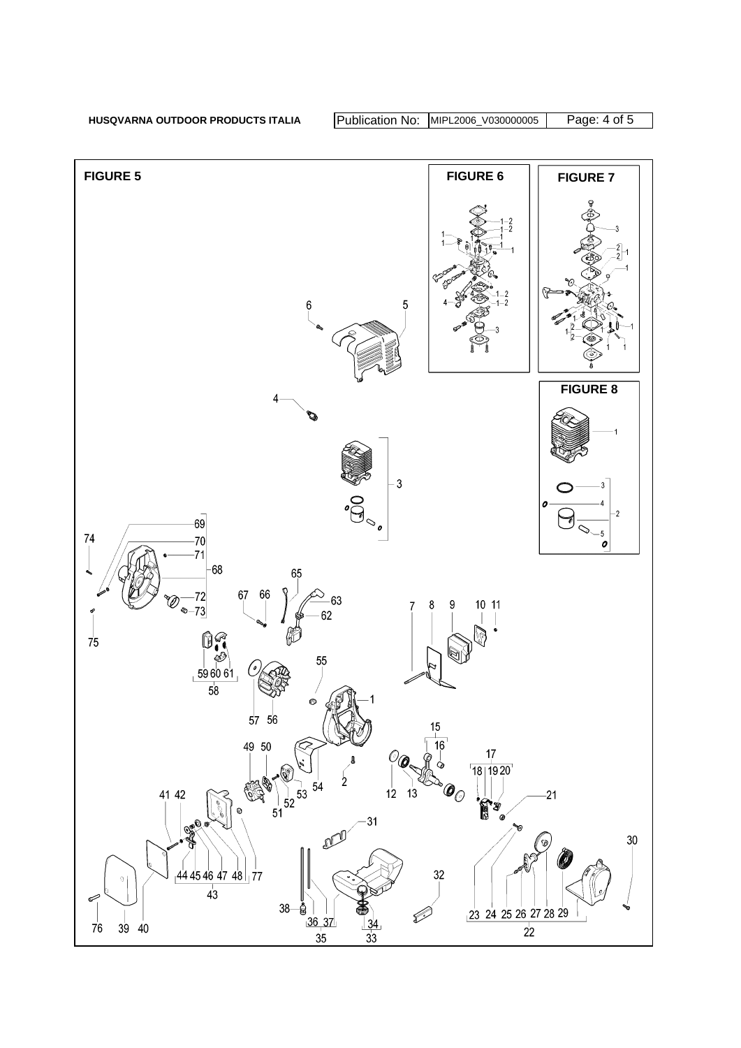# FIGURE 5

# FIGURE 6

# FIGURE 7

# FIGURE 8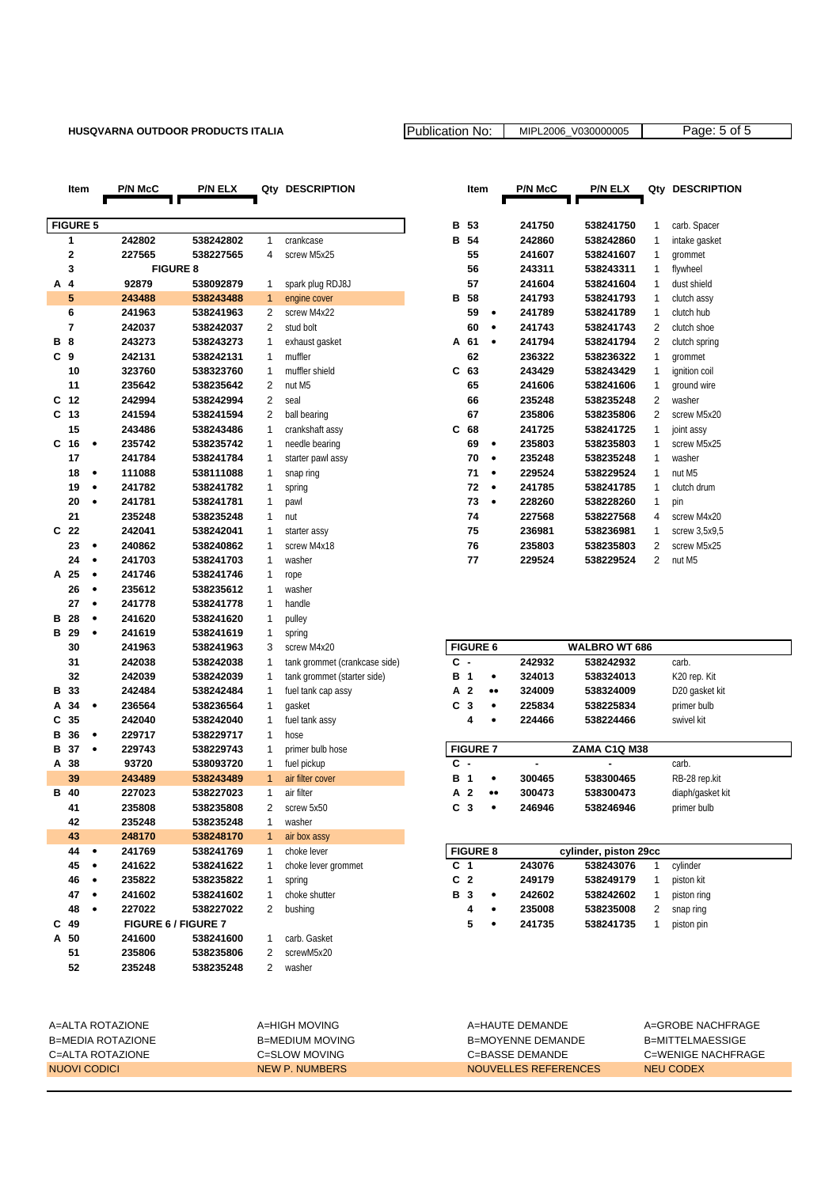**HUSQVARNA OUTDOOR PRODUCTS ITALIA**

Publication No: MIPL2006_V030000005

| | Item | | P/N McC | P/N ELX | Qty | DESCRIPTION |
|---|---|---|---|---|---|---|
| **FIGURE 5** | | | | | | |
| | 1 | | 242802 | 538242802 | 1 | crankcase |
| | 2 | | 227565 | 538227565 | 4 | screw M5x25 |
| | 3 | | **FIGURE 8** | | | |
| A | 4 | | 92879 | 538092879 | 1 | spark plug RDJ8J |
| | 5 | | 243488 | 538243488 | 1 | engine cover |
| | 6 | | 241963 | 538241963 | 2 | screw M4x22 |
| | 7 | | 242037 | 538242037 | 2 | stud bolt |
| B | 8 | | 243273 | 538243273 | 1 | exhaust gasket |
| C | 9 | | 242131 | 538242131 | 1 | muffler |
| | 10 | | 323760 | 538323760 | 1 | muffler shield |
| | 11 | | 235642 | 538235642 | 2 | nut M5 |
| C | 12 | | 242994 | 538242994 | 2 | seal |
| C | 13 | | 241594 | 538241594 | 2 | ball bearing |
| | 15 | | 243486 | 538243486 | 1 | crankshaft assy |
| C | 16 | • | 235742 | 538235742 | 1 | needle bearing |
| | 17 | | 241784 | 538241784 | 1 | starter pawl assy |
| | 18 | • | 111088 | 538111088 | 1 | snap ring |
| | 19 | • | 241782 | 538241782 | 1 | spring |
| | 20 | • | 241781 | 538241781 | 1 | pawl |
| | 21 | | 235248 | 538235248 | 1 | nut |
| C | 22 | | 242041 | 538242041 | 1 | starter assy |
| | 23 | • | 240862 | 538240862 | 1 | screw M4x18 |
| | 24 | • | 241703 | 538241703 | 1 | washer |
| A | 25 | • | 241746 | 538241746 | 1 | rope |
| | 26 | • | 235612 | 538235612 | 1 | washer |
| | 27 | • | 241778 | 538241778 | 1 | handle |
| B | 28 | • | 241620 | 538241620 | 1 | pulley |
| B | 29 | • | 241619 | 538241619 | 1 | spring |
| | 30 | | 241963 | 538241963 | 3 | screw M4x20 |
| | 31 | | 242038 | 538242038 | 1 | tank grommet (crankcase side) |
| | 32 | | 242039 | 538242039 | 1 | tank grommet (starter side) |
| B | 33 | | 242484 | 538242484 | 1 | fuel tank cap assy |
| A | 34 | • | 236564 | 538236564 | 1 | gasket |
| C | 35 | | 242040 | 538242040 | 1 | fuel tank assy |
| B | 36 | • | 229717 | 538229717 | 1 | hose |
| B | 37 | • | 229743 | 538229743 | 1 | primer bulb hose |
| A | 38 | | 93720 | 538093720 | 1 | fuel pickup |
| | 39 | | 243489 | 538243489 | 1 | air filter cover |
| B | 40 | | 227023 | 538227023 | 1 | air filter |
| | 41 | | 235808 | 538235808 | 2 | screw 5x50 |
| | 42 | | 235248 | 538235248 | 1 | washer |
| | 43 | | 248170 | 538248170 | 1 | air box assy |
| | 44 | • | 241769 | 538241769 | 1 | choke lever |
| | 45 | • | 241622 | 538241622 | 1 | choke lever grommet |
| | 46 | • | 235822 | 538235822 | 1 | spring |
| | 47 | • | 241602 | 538241602 | 1 | choke shutter |
| | 48 | • | 227022 | 538227022 | 2 | bushing |
| C | 49 | | **FIGURE 6 / FIGURE 7** | | | |
| A | 50 | | 241600 | 538241600 | 1 | carb. Gasket |
| | 51 | | 235806 | 538235806 | 2 | screwM5x20 |
| | 52 | | 235248 | 538235248 | 2 | washer |
| B | 53 | | 241750 | 538241750 | 1 | carb. Spacer |
| B | 54 | | 242860 | 538242860 | 1 | intake gasket |
| | 55 | | 241607 | 538241607 | 1 | grommet |
| | 56 | | 243311 | 538243311 | 1 | flywheel |
| | 57 | | 241604 | 538241604 | 1 | dust shield |
| B | 58 | | 241793 | 538241793 | 1 | clutch assy |
| | 59 | • | 241789 | 538241789 | 1 | clutch hub |
| | 60 | • | 241743 | 538241743 | 2 | clutch shoe |
| A | 61 | • | 241794 | 538241794 | 2 | clutch spring |
| | 62 | | 236322 | 538236322 | 1 | grommet |
| C | 63 | | 243429 | 538243429 | 1 | ignition coil |
| | 65 | | 241606 | 538241606 | 1 | ground wire |
| | 66 | | 235248 | 538235248 | 2 | washer |
| | 67 | | 235806 | 538235806 | 2 | screw M5x20 |
| C | 68 | | 241725 | 538241725 | 1 | joint assy |
| | 69 | • | 235803 | 538235803 | 1 | screw M5x25 |
| | 70 | • | 235248 | 538235248 | 1 | washer |
| | 71 | • | 229524 | 538229524 | 1 | nut M5 |
| | 72 | • | 241785 | 538241785 | 1 | clutch drum |
| | 73 | • | 228260 | 538228260 | 1 | pin |
| | 74 | | 227568 | 538227568 | 4 | screw M4x20 |
| | 75 | | 236981 | 538236981 | 1 | screw 3,5x9,5 |
| | 76 | | 235803 | 538235803 | 2 | screw M5x25 |
| | 77 | | 229524 | 538229524 | 2 | nut M5 |

| | Item | | P/N McC | P/N ELX | Qty | DESCRIPTION |
|---|---|---|---|---|---|---|
| **FIGURE 6** | | | **WALBRO WT 686** | | | |
| C | - | | 242932 | 538242932 | | carb. |
| B | 1 | • | 324013 | 538324013 | | K20 rep. Kit |
| A | 2 | •• | 324009 | 538324009 | | D20 gasket kit |
| C | 3 | • | 225834 | 538225834 | | primer bulb |
| | 4 | • | 224466 | 538224466 | | swivel kit |
| **FIGURE 7** | | | **ZAMA C1Q M38** | | | |
| C | - | | - | - | | carb. |
| B | 1 | • | 300465 | 538300465 | | RB-28 rep.kit |
| A | 2 | •• | 300473 | 538300473 | | diaph/gasket kit |
| C | 3 | • | 246946 | 538246946 | | primer bulb |
| **FIGURE 8** | | | **cylinder, piston 29cc** | | | |
| C | 1 | | 243076 | 538243076 | 1 | cylinder |
| C | 2 | | 249179 | 538249179 | 1 | piston kit |
| B | 3 | • | 242602 | 538242602 | 1 | piston ring |
| | 4 | • | 235008 | 538235008 | 2 | snap ring |
| | 5 | • | 241735 | 538241735 | 1 | piston pin |

| | | | |
|---|---|---|---|
| A=ALTA ROTAZIONE | A=HIGH MOVING | A=HAUTE DEMANDE | A=GROBE NACHFRAGE |
| B=MEDIA ROTAZIONE | B=MEDIUM MOVING | B=MOYENNE DEMANDE | B=MITTELMAESSIGE |
| C=ALTA ROTAZIONE | C=SLOW MOVING | C=BASSE DEMANDE | C=WENIGE NACHFRAGE |
| NUOVI CODICI | NEW P. NUMBERS | NOUVELLES REFERENCES | NEU CODEX |